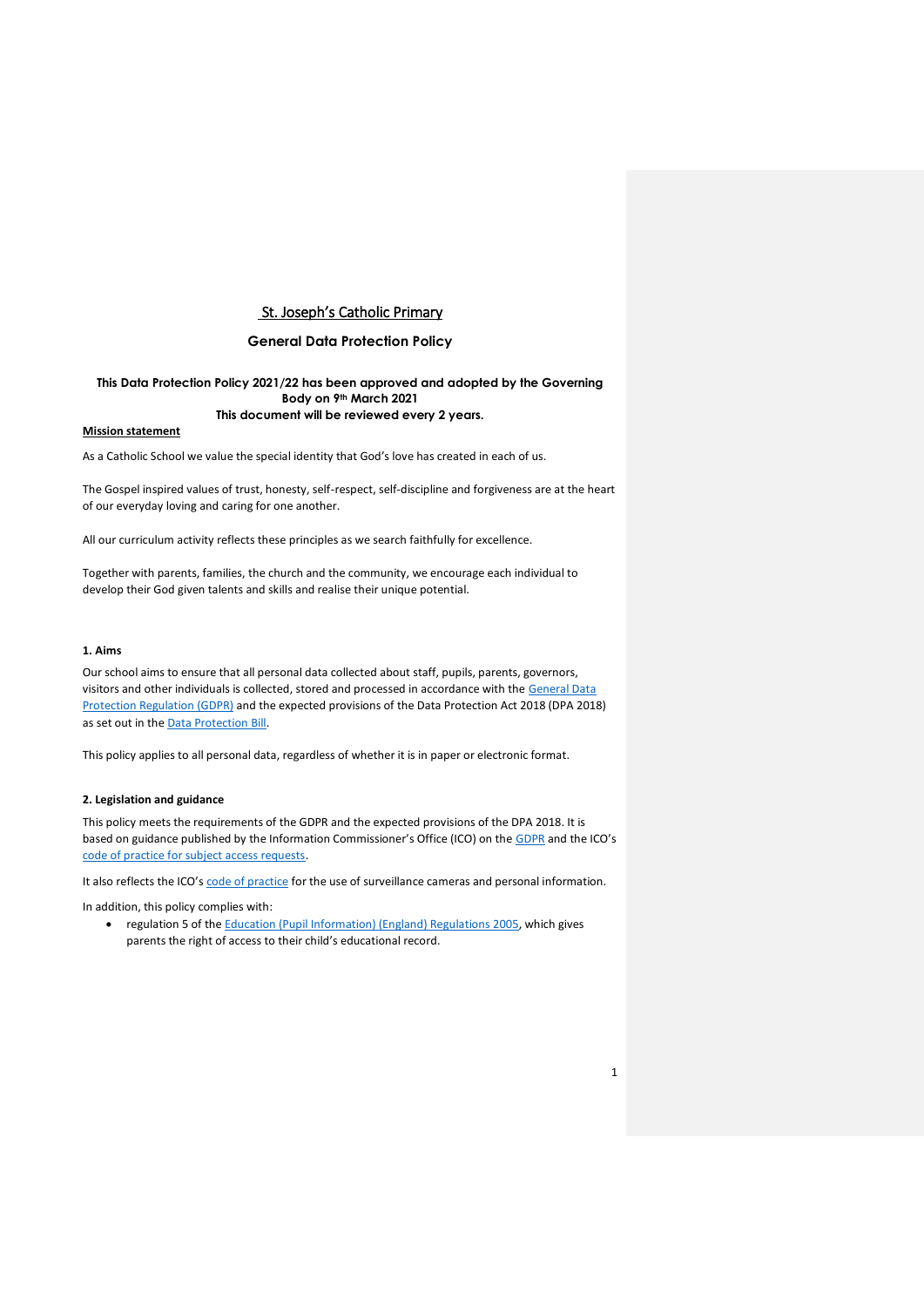# St. Joseph's Catholic Primary

## General Data Protection Policy

**This Data Protection Policy 2021/22 has been approved and adopted by the Governing Body on 9th March 2021**
**This document will be reviewed every 2 years.**

**Mission statement**

As a Catholic School we value the special identity that God's love has created in each of us.

The Gospel inspired values of trust, honesty, self-respect, self-discipline and forgiveness are at the heart of our everyday loving and caring for one another.

All our curriculum activity reflects these principles as we search faithfully for excellence.

Together with parents, families, the church and the community, we encourage each individual to develop their God given talents and skills and realise their unique potential.

### 1. Aims

Our school aims to ensure that all personal data collected about staff, pupils, parents, governors, visitors and other individuals is collected, stored and processed in accordance with the General Data Protection Regulation (GDPR) and the expected provisions of the Data Protection Act 2018 (DPA 2018) as set out in the Data Protection Bill.

This policy applies to all personal data, regardless of whether it is in paper or electronic format.

### 2. Legislation and guidance

This policy meets the requirements of the GDPR and the expected provisions of the DPA 2018. It is based on guidance published by the Information Commissioner's Office (ICO) on the GDPR and the ICO's code of practice for subject access requests.

It also reflects the ICO's code of practice for the use of surveillance cameras and personal information.

In addition, this policy complies with:

- regulation 5 of the Education (Pupil Information) (England) Regulations 2005, which gives parents the right of access to their child's educational record.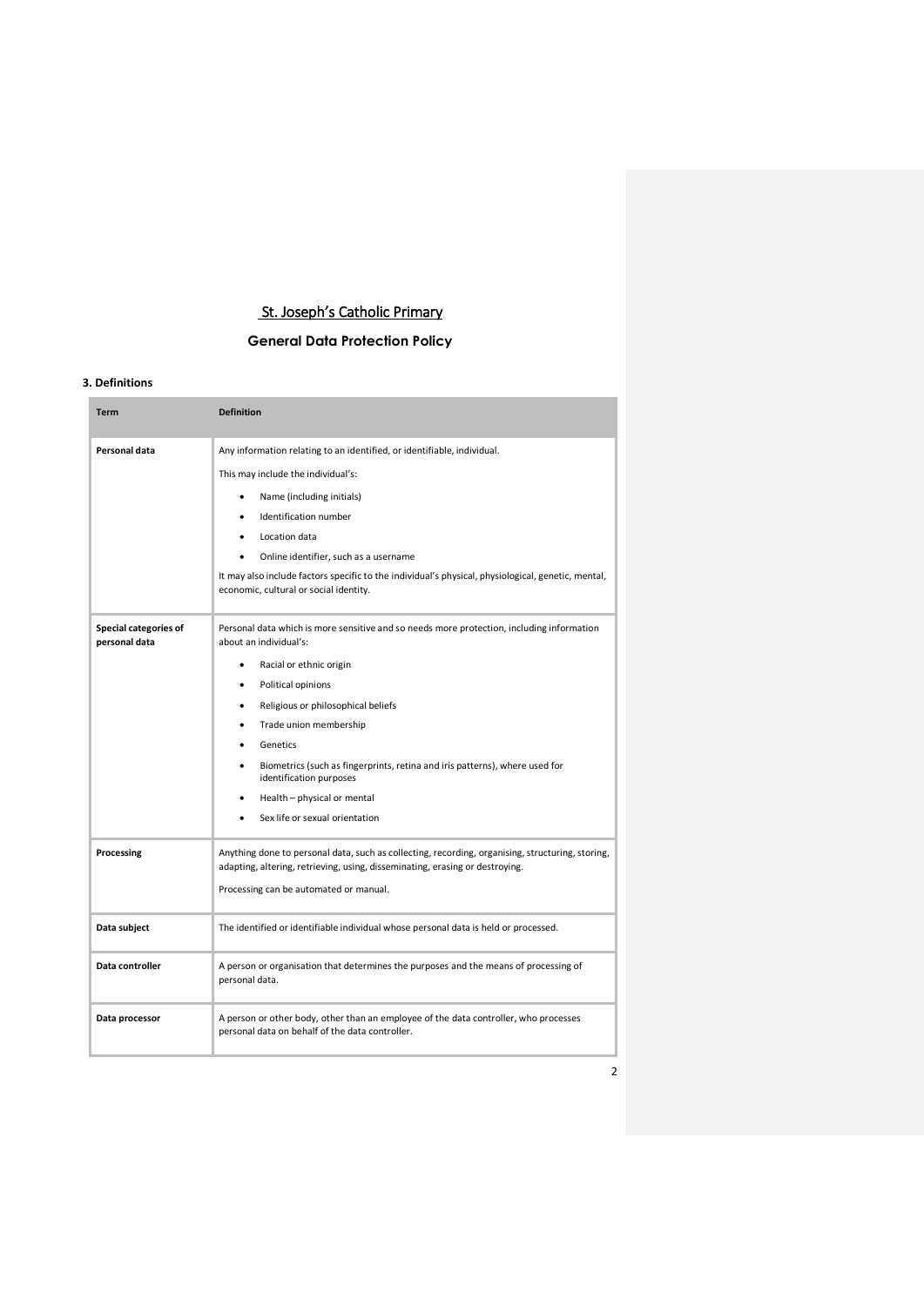# St. Joseph's Catholic Primary

## General Data Protection Policy

### 3. Definitions

| Term | Definition |
|---|---|
| **Personal data** | Any information relating to an identified, or identifiable, individual.<br><br>This may include the individual's:<br>• Name (including initials)<br>• Identification number<br>• Location data<br>• Online identifier, such as a username<br><br>It may also include factors specific to the individual's physical, physiological, genetic, mental, economic, cultural or social identity. |
| **Special categories of personal data** | Personal data which is more sensitive and so needs more protection, including information about an individual's:<br>• Racial or ethnic origin<br>• Political opinions<br>• Religious or philosophical beliefs<br>• Trade union membership<br>• Genetics<br>• Biometrics (such as fingerprints, retina and iris patterns), where used for identification purposes<br>• Health – physical or mental<br>• Sex life or sexual orientation |
| **Processing** | Anything done to personal data, such as collecting, recording, organising, structuring, storing, adapting, altering, retrieving, using, disseminating, erasing or destroying.<br><br>Processing can be automated or manual. |
| **Data subject** | The identified or identifiable individual whose personal data is held or processed. |
| **Data controller** | A person or organisation that determines the purposes and the means of processing of personal data. |
| **Data processor** | A person or other body, other than an employee of the data controller, who processes personal data on behalf of the data controller. |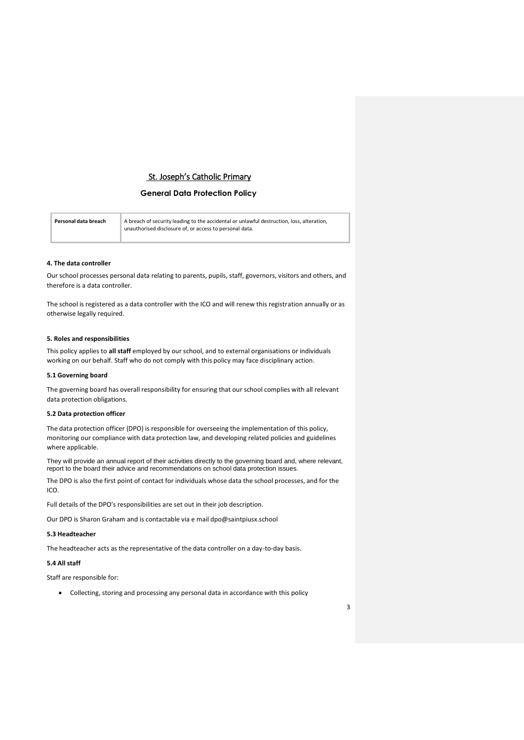St. Joseph's Catholic Primary

**General Data Protection Policy**

| Personal data breach | A breach of security leading to the accidental or unlawful destruction, loss, alteration, unauthorised disclosure of, or access to personal data. |
| --- | --- |

### 4. The data controller

Our school processes personal data relating to parents, pupils, staff, governors, visitors and others, and therefore is a data controller.

The school is registered as a data controller with the ICO and will renew this registration annually or as otherwise legally required.

### 5. Roles and responsibilities

This policy applies to **all staff** employed by our school, and to external organisations or individuals working on our behalf. Staff who do not comply with this policy may face disciplinary action.

#### 5.1 Governing board

The governing board has overall responsibility for ensuring that our school complies with all relevant data protection obligations.

#### 5.2 Data protection officer

The data protection officer (DPO) is responsible for overseeing the implementation of this policy, monitoring our compliance with data protection law, and developing related policies and guidelines where applicable.

They will provide an annual report of their activities directly to the governing board and, where relevant, report to the board their advice and recommendations on school data protection issues.

The DPO is also the first point of contact for individuals whose data the school processes, and for the ICO.

Full details of the DPO's responsibilities are set out in their job description.

Our DPO is Sharon Graham and is contactable via e mail dpo@saintpiusx.school

#### 5.3 Headteacher

The headteacher acts as the representative of the data controller on a day-to-day basis.

#### 5.4 All staff

Staff are responsible for:

- Collecting, storing and processing any personal data in accordance with this policy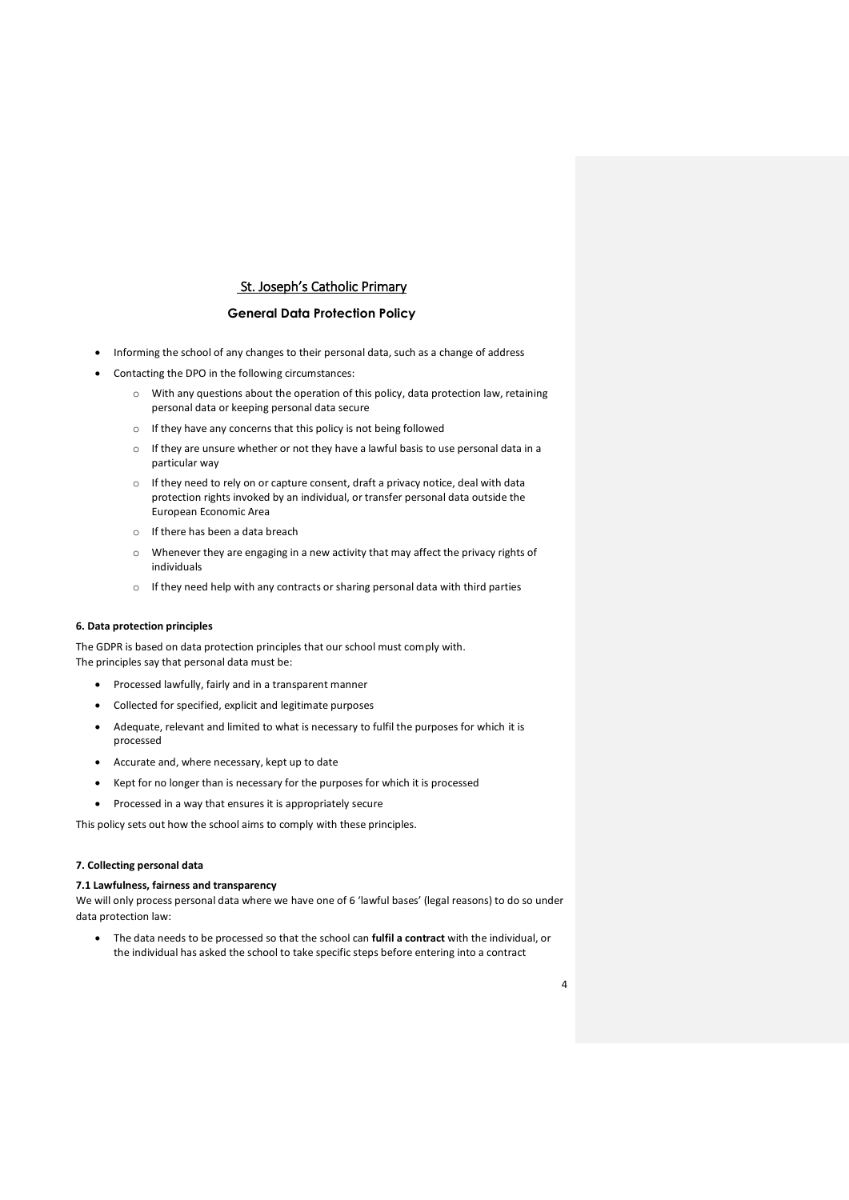- Informing the school of any changes to their personal data, such as a change of address
- Contacting the DPO in the following circumstances:
  - With any questions about the operation of this policy, data protection law, retaining personal data or keeping personal data secure
  - If they have any concerns that this policy is not being followed
  - If they are unsure whether or not they have a lawful basis to use personal data in a particular way
  - If they need to rely on or capture consent, draft a privacy notice, deal with data protection rights invoked by an individual, or transfer personal data outside the European Economic Area
  - If there has been a data breach
  - Whenever they are engaging in a new activity that may affect the privacy rights of individuals
  - If they need help with any contracts or sharing personal data with third parties

#### 6. Data protection principles

The GDPR is based on data protection principles that our school must comply with.
The principles say that personal data must be:

- Processed lawfully, fairly and in a transparent manner
- Collected for specified, explicit and legitimate purposes
- Adequate, relevant and limited to what is necessary to fulfil the purposes for which it is processed
- Accurate and, where necessary, kept up to date
- Kept for no longer than is necessary for the purposes for which it is processed
- Processed in a way that ensures it is appropriately secure

This policy sets out how the school aims to comply with these principles.

#### 7. Collecting personal data

#### 7.1 Lawfulness, fairness and transparency

We will only process personal data where we have one of 6 'lawful bases' (legal reasons) to do so under data protection law:

- The data needs to be processed so that the school can **fulfil a contract** with the individual, or the individual has asked the school to take specific steps before entering into a contract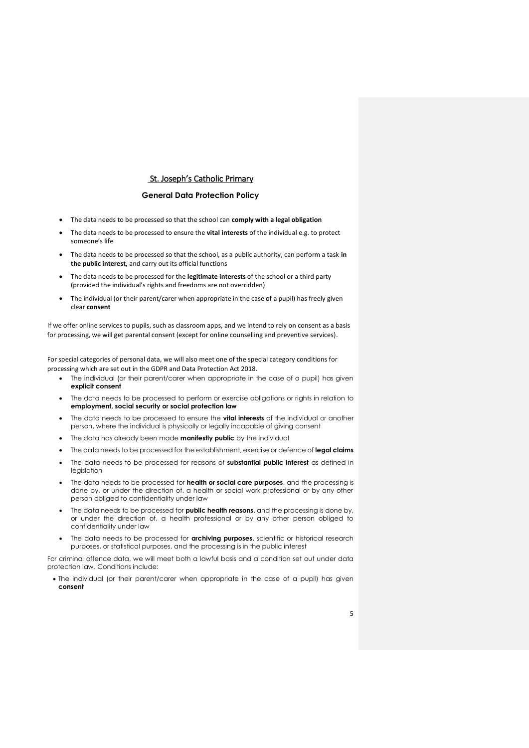St. Joseph's Catholic Primary

**General Data Protection Policy**

- The data needs to be processed so that the school can **comply with a legal obligation**
- The data needs to be processed to ensure the **vital interests** of the individual e.g. to protect someone's life
- The data needs to be processed so that the school, as a public authority, can perform a task **in the public interest,** and carry out its official functions
- The data needs to be processed for the **legitimate interests** of the school or a third party (provided the individual's rights and freedoms are not overridden)
- The individual (or their parent/carer when appropriate in the case of a pupil) has freely given clear **consent**

If we offer online services to pupils, such as classroom apps, and we intend to rely on consent as a basis for processing, we will get parental consent (except for online counselling and preventive services).

For special categories of personal data, we will also meet one of the special category conditions for processing which are set out in the GDPR and Data Protection Act 2018.

- The individual (or their parent/carer when appropriate in the case of a pupil) has given **explicit consent**
- The data needs to be processed to perform or exercise obligations or rights in relation to **employment, social security or social protection law**
- The data needs to be processed to ensure the **vital interests** of the individual or another person, where the individual is physically or legally incapable of giving consent
- The data has already been made **manifestly public** by the individual
- The data needs to be processed for the establishment, exercise or defence of **legal claims**
- The data needs to be processed for reasons of **substantial public interest** as defined in legislation
- The data needs to be processed for **health or social care purposes**, and the processing is done by, or under the direction of, a health or social work professional or by any other person obliged to confidentiality under law
- The data needs to be processed for **public health reasons**, and the processing is done by, or under the direction of, a health professional or by any other person obliged to confidentiality under law
- The data needs to be processed for **archiving purposes**, scientific or historical research purposes, or statistical purposes, and the processing is in the public interest

For criminal offence data, we will meet both a lawful basis and a condition set out under data protection law. Conditions include:

- The individual (or their parent/carer when appropriate in the case of a pupil) has given **consent**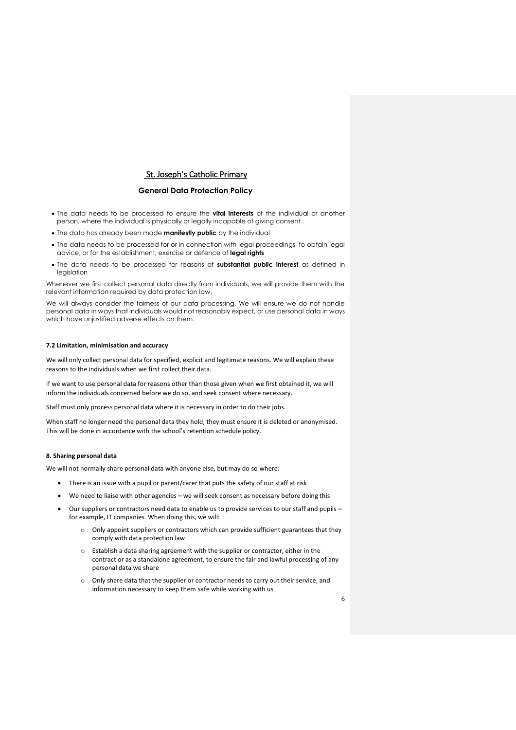St. Joseph's Catholic Primary

**General Data Protection Policy**

- The data needs to be processed to ensure the **vital interests** of the individual or another person, where the individual is physically or legally incapable of giving consent
- The data has already been made **manifestly public** by the individual
- The data needs to be processed for or in connection with legal proceedings, to obtain legal advice, or for the establishment, exercise or defence of **legal rights**
- The data needs to be processed for reasons of **substantial public interest** as defined in legislation

Whenever we first collect personal data directly from individuals, we will provide them with the relevant information required by data protection law.

We will always consider the fairness of our data processing. We will ensure we do not handle personal data in ways that individuals would not reasonably expect, or use personal data in ways which have unjustified adverse effects on them.

#### 7.2 Limitation, minimisation and accuracy

We will only collect personal data for specified, explicit and legitimate reasons. We will explain these reasons to the individuals when we first collect their data.

If we want to use personal data for reasons other than those given when we first obtained it, we will inform the individuals concerned before we do so, and seek consent where necessary.

Staff must only process personal data where it is necessary in order to do their jobs.

When staff no longer need the personal data they hold, they must ensure it is deleted or anonymised. This will be done in accordance with the school's retention schedule policy.

### 8. Sharing personal data

We will not normally share personal data with anyone else, but may do so where:

- There is an issue with a pupil or parent/carer that puts the safety of our staff at risk
- We need to liaise with other agencies – we will seek consent as necessary before doing this
- Our suppliers or contractors need data to enable us to provide services to our staff and pupils – for example, IT companies. When doing this, we will:
  - Only appoint suppliers or contractors which can provide sufficient guarantees that they comply with data protection law
  - Establish a data sharing agreement with the supplier or contractor, either in the contract or as a standalone agreement, to ensure the fair and lawful processing of any personal data we share
  - Only share data that the supplier or contractor needs to carry out their service, and information necessary to keep them safe while working with us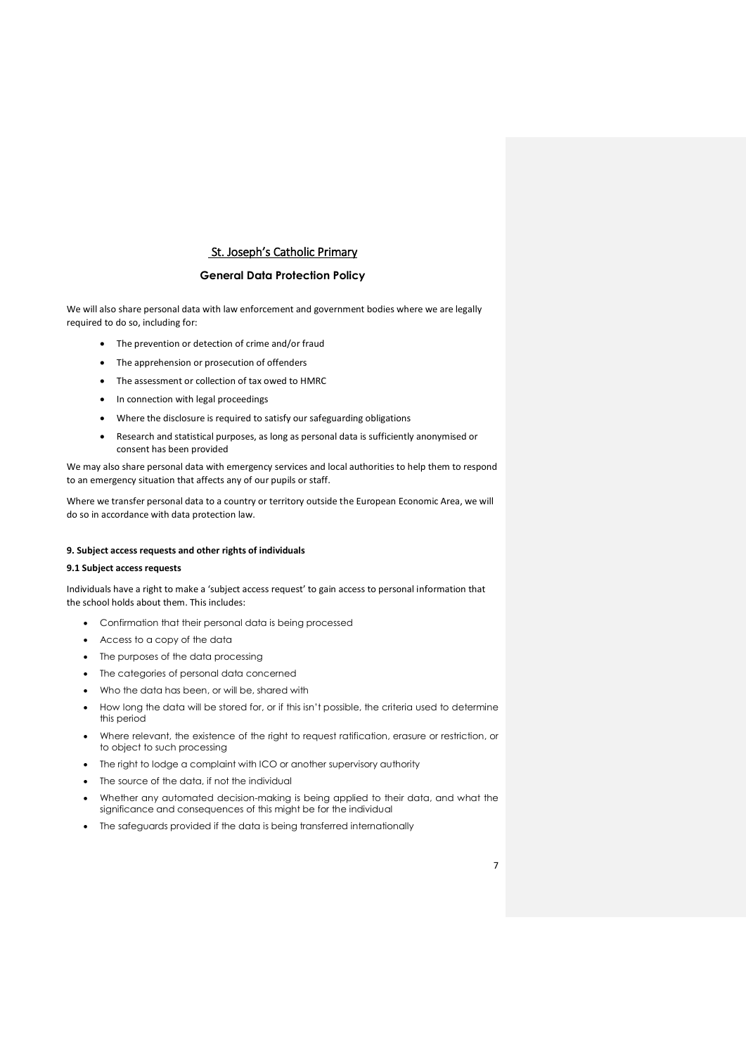We will also share personal data with law enforcement and government bodies where we are legally required to do so, including for:

- The prevention or detection of crime and/or fraud
- The apprehension or prosecution of offenders
- The assessment or collection of tax owed to HMRC
- In connection with legal proceedings
- Where the disclosure is required to satisfy our safeguarding obligations
- Research and statistical purposes, as long as personal data is sufficiently anonymised or consent has been provided

We may also share personal data with emergency services and local authorities to help them to respond to an emergency situation that affects any of our pupils or staff.

Where we transfer personal data to a country or territory outside the European Economic Area, we will do so in accordance with data protection law.

### 9. Subject access requests and other rights of individuals

#### 9.1 Subject access requests

Individuals have a right to make a 'subject access request' to gain access to personal information that the school holds about them. This includes:

- Confirmation that their personal data is being processed
- Access to a copy of the data
- The purposes of the data processing
- The categories of personal data concerned
- Who the data has been, or will be, shared with
- How long the data will be stored for, or if this isn't possible, the criteria used to determine this period
- Where relevant, the existence of the right to request ratification, erasure or restriction, or to object to such processing
- The right to lodge a complaint with ICO or another supervisory authority
- The source of the data, if not the individual
- Whether any automated decision-making is being applied to their data, and what the significance and consequences of this might be for the individual
- The safeguards provided if the data is being transferred internationally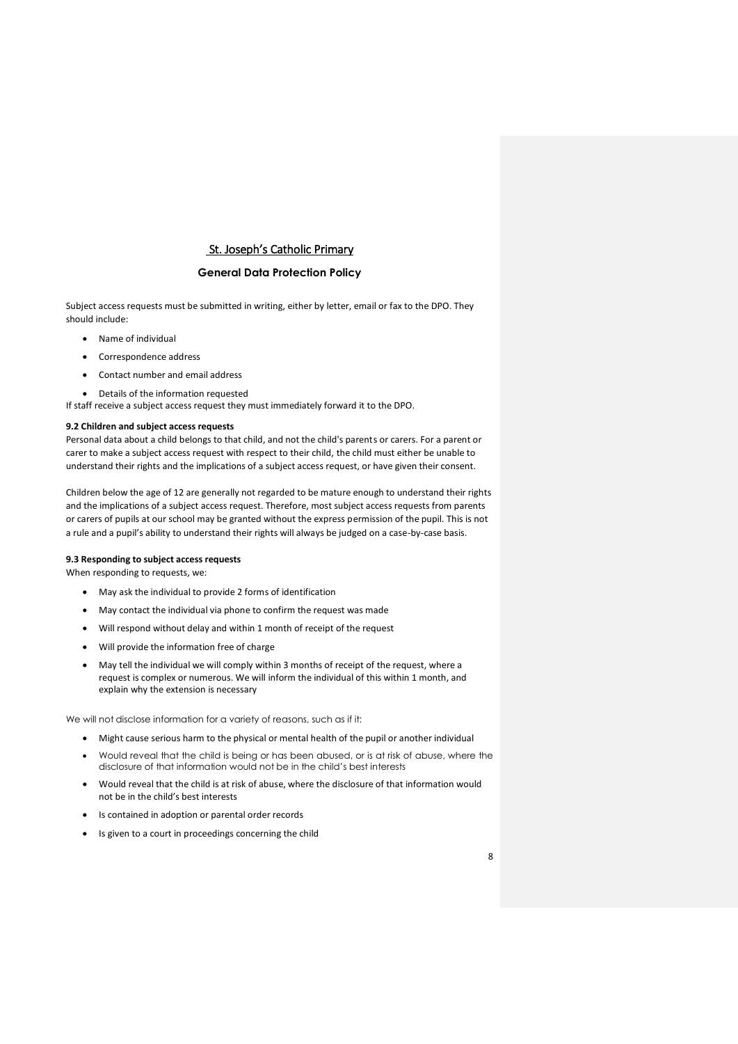Subject access requests must be submitted in writing, either by letter, email or fax to the DPO. They should include:

- Name of individual
- Correspondence address
- Contact number and email address
- Details of the information requested

If staff receive a subject access request they must immediately forward it to the DPO.

**9.2 Children and subject access requests**

Personal data about a child belongs to that child, and not the child's parents or carers. For a parent or carer to make a subject access request with respect to their child, the child must either be unable to understand their rights and the implications of a subject access request, or have given their consent.

Children below the age of 12 are generally not regarded to be mature enough to understand their rights and the implications of a subject access request. Therefore, most subject access requests from parents or carers of pupils at our school may be granted without the express permission of the pupil. This is not a rule and a pupil's ability to understand their rights will always be judged on a case-by-case basis.

**9.3 Responding to subject access requests**

When responding to requests, we:

- May ask the individual to provide 2 forms of identification
- May contact the individual via phone to confirm the request was made
- Will respond without delay and within 1 month of receipt of the request
- Will provide the information free of charge
- May tell the individual we will comply within 3 months of receipt of the request, where a request is complex or numerous. We will inform the individual of this within 1 month, and explain why the extension is necessary

We will not disclose information for a variety of reasons, such as if it:

- Might cause serious harm to the physical or mental health of the pupil or another individual
- Would reveal that the child is being or has been abused, or is at risk of abuse, where the disclosure of that information would not be in the child's best interests
- Would reveal that the child is at risk of abuse, where the disclosure of that information would not be in the child's best interests
- Is contained in adoption or parental order records
- Is given to a court in proceedings concerning the child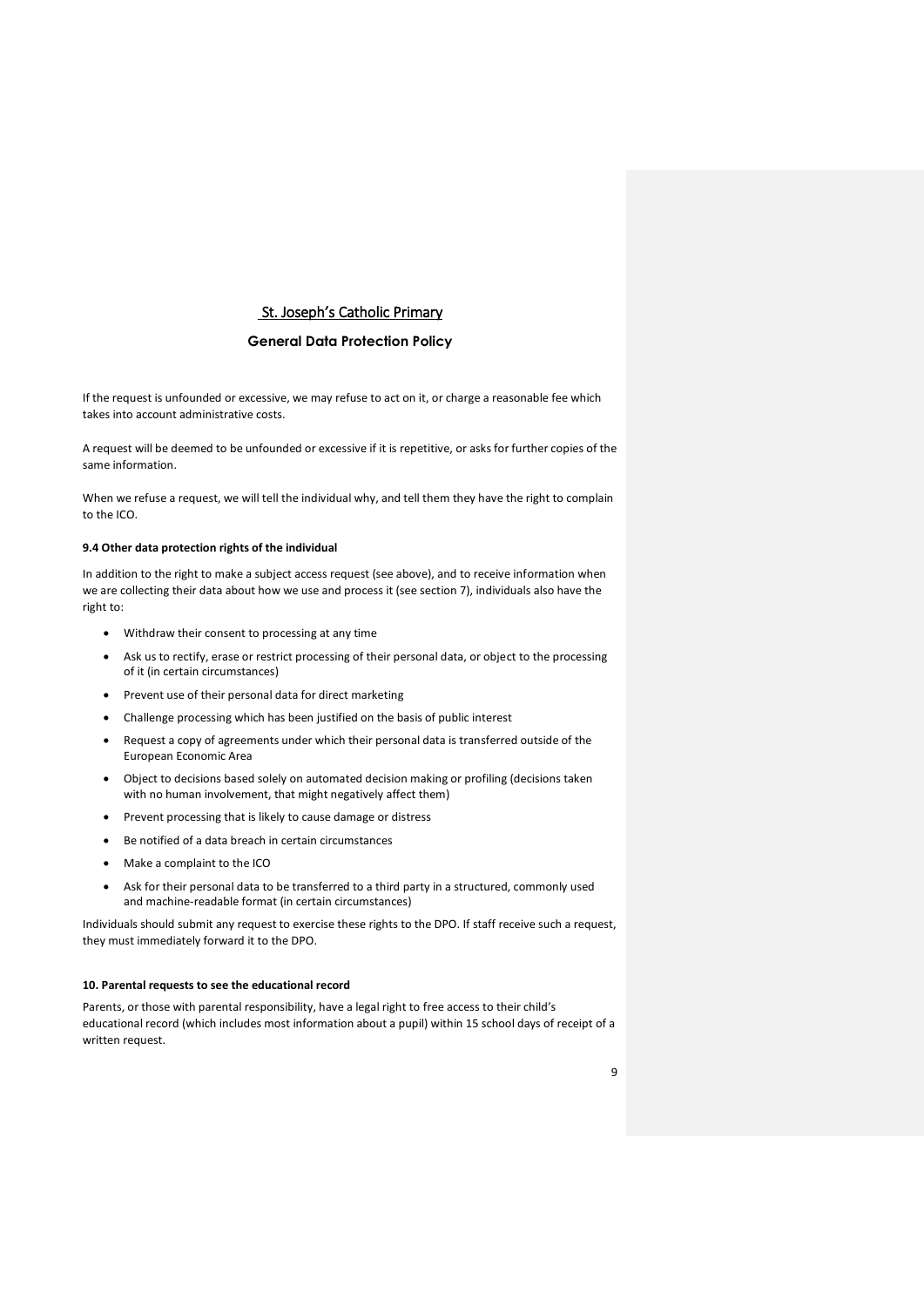If the request is unfounded or excessive, we may refuse to act on it, or charge a reasonable fee which takes into account administrative costs.

A request will be deemed to be unfounded or excessive if it is repetitive, or asks for further copies of the same information.

When we refuse a request, we will tell the individual why, and tell them they have the right to complain to the ICO.

#### 9.4 Other data protection rights of the individual

In addition to the right to make a subject access request (see above), and to receive information when we are collecting their data about how we use and process it (see section 7), individuals also have the right to:

- Withdraw their consent to processing at any time
- Ask us to rectify, erase or restrict processing of their personal data, or object to the processing of it (in certain circumstances)
- Prevent use of their personal data for direct marketing
- Challenge processing which has been justified on the basis of public interest
- Request a copy of agreements under which their personal data is transferred outside of the European Economic Area
- Object to decisions based solely on automated decision making or profiling (decisions taken with no human involvement, that might negatively affect them)
- Prevent processing that is likely to cause damage or distress
- Be notified of a data breach in certain circumstances
- Make a complaint to the ICO
- Ask for their personal data to be transferred to a third party in a structured, commonly used and machine-readable format (in certain circumstances)

Individuals should submit any request to exercise these rights to the DPO. If staff receive such a request, they must immediately forward it to the DPO.

### 10. Parental requests to see the educational record

Parents, or those with parental responsibility, have a legal right to free access to their child's educational record (which includes most information about a pupil) within 15 school days of receipt of a written request.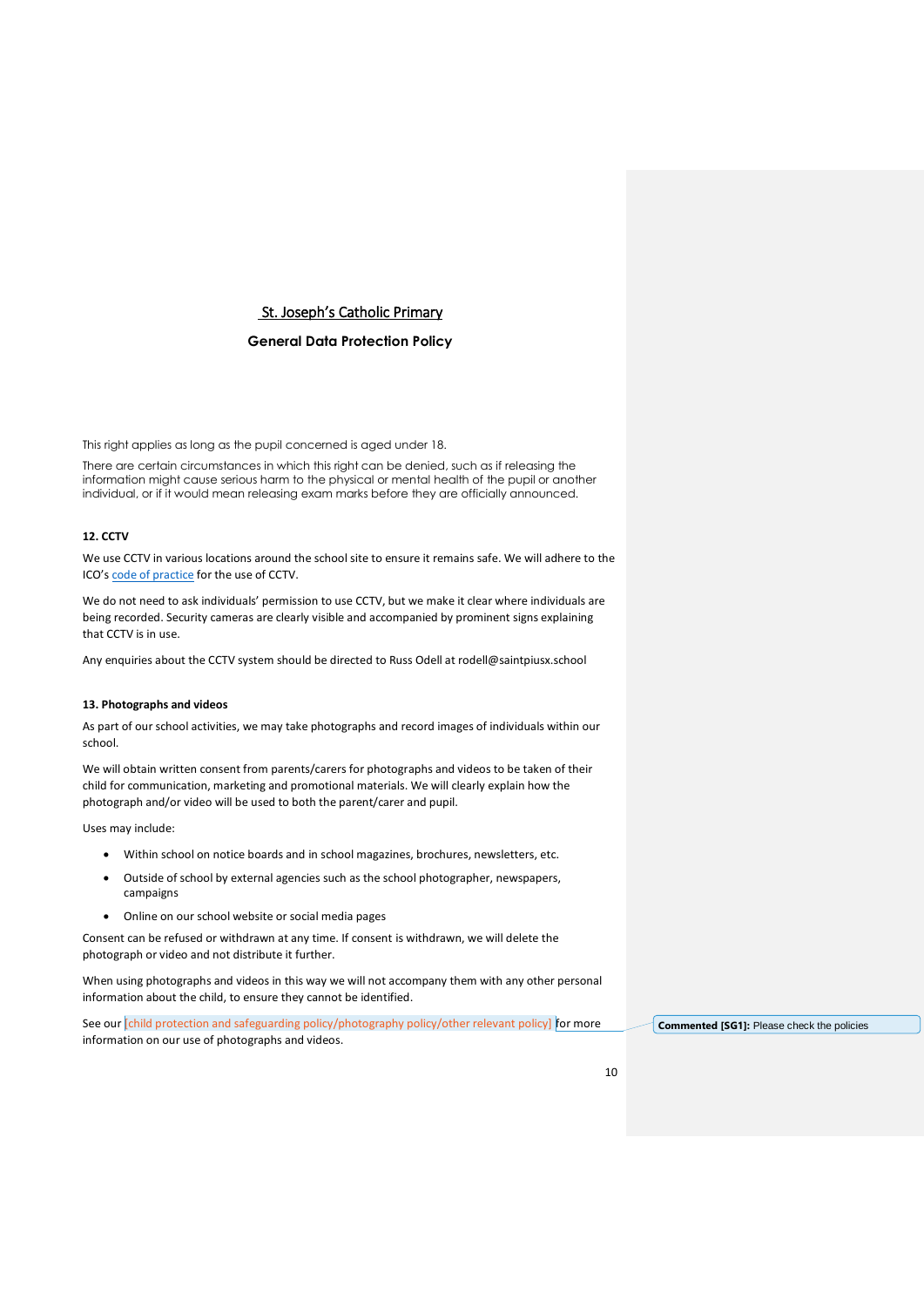St. Joseph's Catholic Primary

**General Data Protection Policy**

This right applies as long as the pupil concerned is aged under 18.

There are certain circumstances in which this right can be denied, such as if releasing the information might cause serious harm to the physical or mental health of the pupil or another individual, or if it would mean releasing exam marks before they are officially announced.

### 12. CCTV

We use CCTV in various locations around the school site to ensure it remains safe. We will adhere to the ICO's code of practice for the use of CCTV.

We do not need to ask individuals' permission to use CCTV, but we make it clear where individuals are being recorded. Security cameras are clearly visible and accompanied by prominent signs explaining that CCTV is in use.

Any enquiries about the CCTV system should be directed to Russ Odell at rodell@saintpiusx.school

### 13. Photographs and videos

As part of our school activities, we may take photographs and record images of individuals within our school.

We will obtain written consent from parents/carers for photographs and videos to be taken of their child for communication, marketing and promotional materials. We will clearly explain how the photograph and/or video will be used to both the parent/carer and pupil.

Uses may include:

- Within school on notice boards and in school magazines, brochures, newsletters, etc.
- Outside of school by external agencies such as the school photographer, newspapers, campaigns
- Online on our school website or social media pages

Consent can be refused or withdrawn at any time. If consent is withdrawn, we will delete the photograph or video and not distribute it further.

When using photographs and videos in this way we will not accompany them with any other personal information about the child, to ensure they cannot be identified.

See our [child protection and safeguarding policy/photography policy/other relevant policy] for more information on our use of photographs and videos.

**Commented [SG1]:** Please check the policies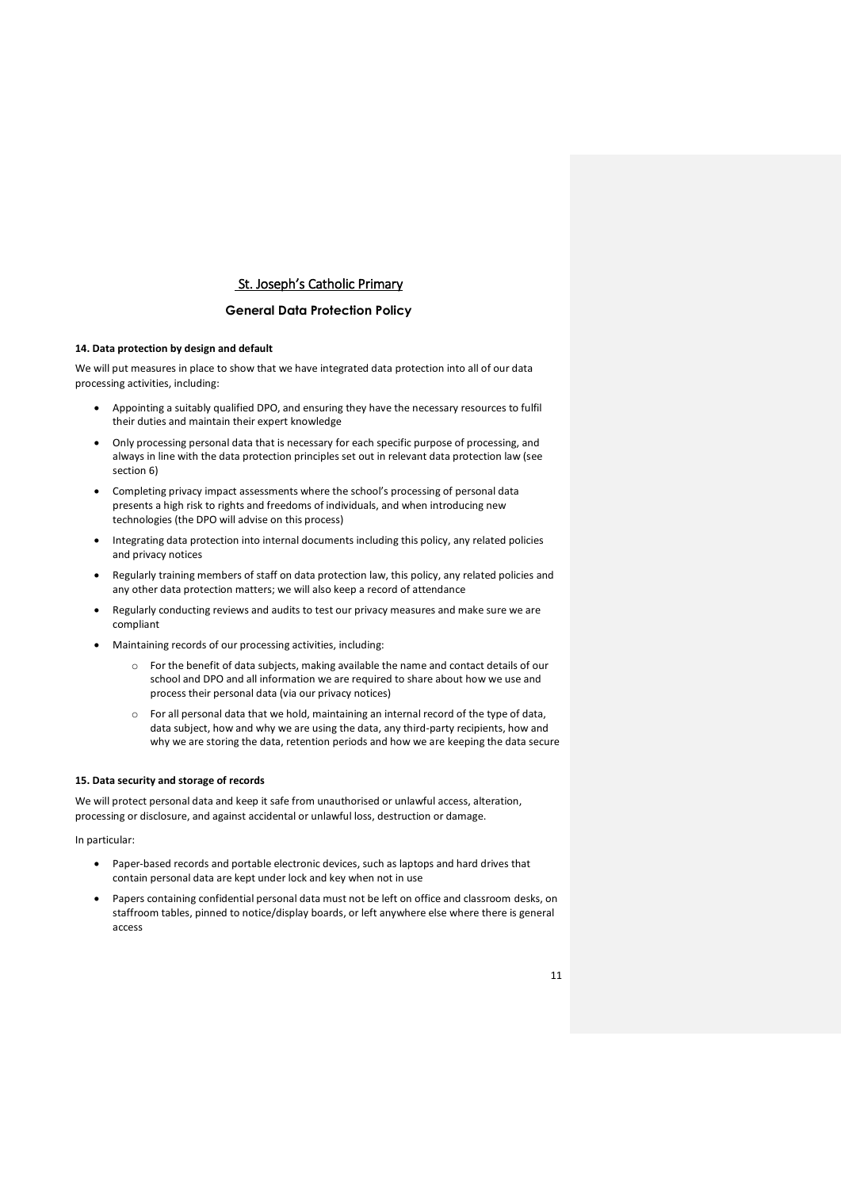St. Joseph's Catholic Primary

**General Data Protection Policy**

**14. Data protection by design and default**

We will put measures in place to show that we have integrated data protection into all of our data processing activities, including:

- Appointing a suitably qualified DPO, and ensuring they have the necessary resources to fulfil their duties and maintain their expert knowledge
- Only processing personal data that is necessary for each specific purpose of processing, and always in line with the data protection principles set out in relevant data protection law (see section 6)
- Completing privacy impact assessments where the school's processing of personal data presents a high risk to rights and freedoms of individuals, and when introducing new technologies (the DPO will advise on this process)
- Integrating data protection into internal documents including this policy, any related policies and privacy notices
- Regularly training members of staff on data protection law, this policy, any related policies and any other data protection matters; we will also keep a record of attendance
- Regularly conducting reviews and audits to test our privacy measures and make sure we are compliant
- Maintaining records of our processing activities, including:
    - For the benefit of data subjects, making available the name and contact details of our school and DPO and all information we are required to share about how we use and process their personal data (via our privacy notices)
    - For all personal data that we hold, maintaining an internal record of the type of data, data subject, how and why we are using the data, any third-party recipients, how and why we are storing the data, retention periods and how we are keeping the data secure

**15. Data security and storage of records**

We will protect personal data and keep it safe from unauthorised or unlawful access, alteration, processing or disclosure, and against accidental or unlawful loss, destruction or damage.

In particular:

- Paper-based records and portable electronic devices, such as laptops and hard drives that contain personal data are kept under lock and key when not in use
- Papers containing confidential personal data must not be left on office and classroom desks, on staffroom tables, pinned to notice/display boards, or left anywhere else where there is general access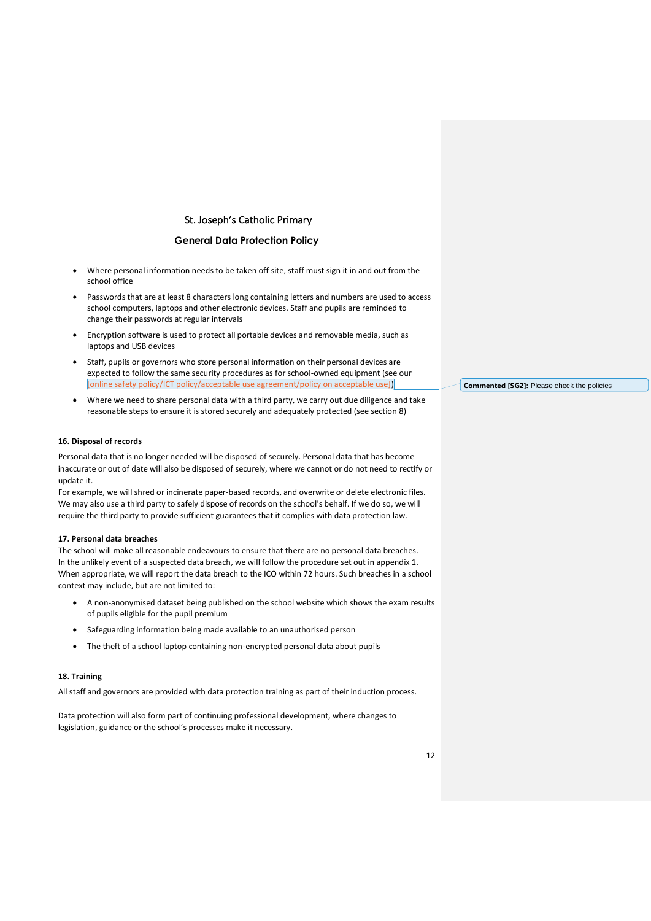St. Joseph's Catholic Primary

**General Data Protection Policy**

- Where personal information needs to be taken off site, staff must sign it in and out from the school office
- Passwords that are at least 8 characters long containing letters and numbers are used to access school computers, laptops and other electronic devices. Staff and pupils are reminded to change their passwords at regular intervals
- Encryption software is used to protect all portable devices and removable media, such as laptops and USB devices
- Staff, pupils or governors who store personal information on their personal devices are expected to follow the same security procedures as for school-owned equipment (see our [online safety policy/ICT policy/acceptable use agreement/policy on acceptable use])
- Where we need to share personal data with a third party, we carry out due diligence and take reasonable steps to ensure it is stored securely and adequately protected (see section 8)

Commented [SG2]: Please check the policies

**16. Disposal of records**

Personal data that is no longer needed will be disposed of securely. Personal data that has become inaccurate or out of date will also be disposed of securely, where we cannot or do not need to rectify or update it.
For example, we will shred or incinerate paper-based records, and overwrite or delete electronic files. We may also use a third party to safely dispose of records on the school's behalf. If we do so, we will require the third party to provide sufficient guarantees that it complies with data protection law.

**17. Personal data breaches**

The school will make all reasonable endeavours to ensure that there are no personal data breaches.
In the unlikely event of a suspected data breach, we will follow the procedure set out in appendix 1.
When appropriate, we will report the data breach to the ICO within 72 hours. Such breaches in a school context may include, but are not limited to:

- A non-anonymised dataset being published on the school website which shows the exam results of pupils eligible for the pupil premium
- Safeguarding information being made available to an unauthorised person
- The theft of a school laptop containing non-encrypted personal data about pupils

**18. Training**

All staff and governors are provided with data protection training as part of their induction process.

Data protection will also form part of continuing professional development, where changes to legislation, guidance or the school's processes make it necessary.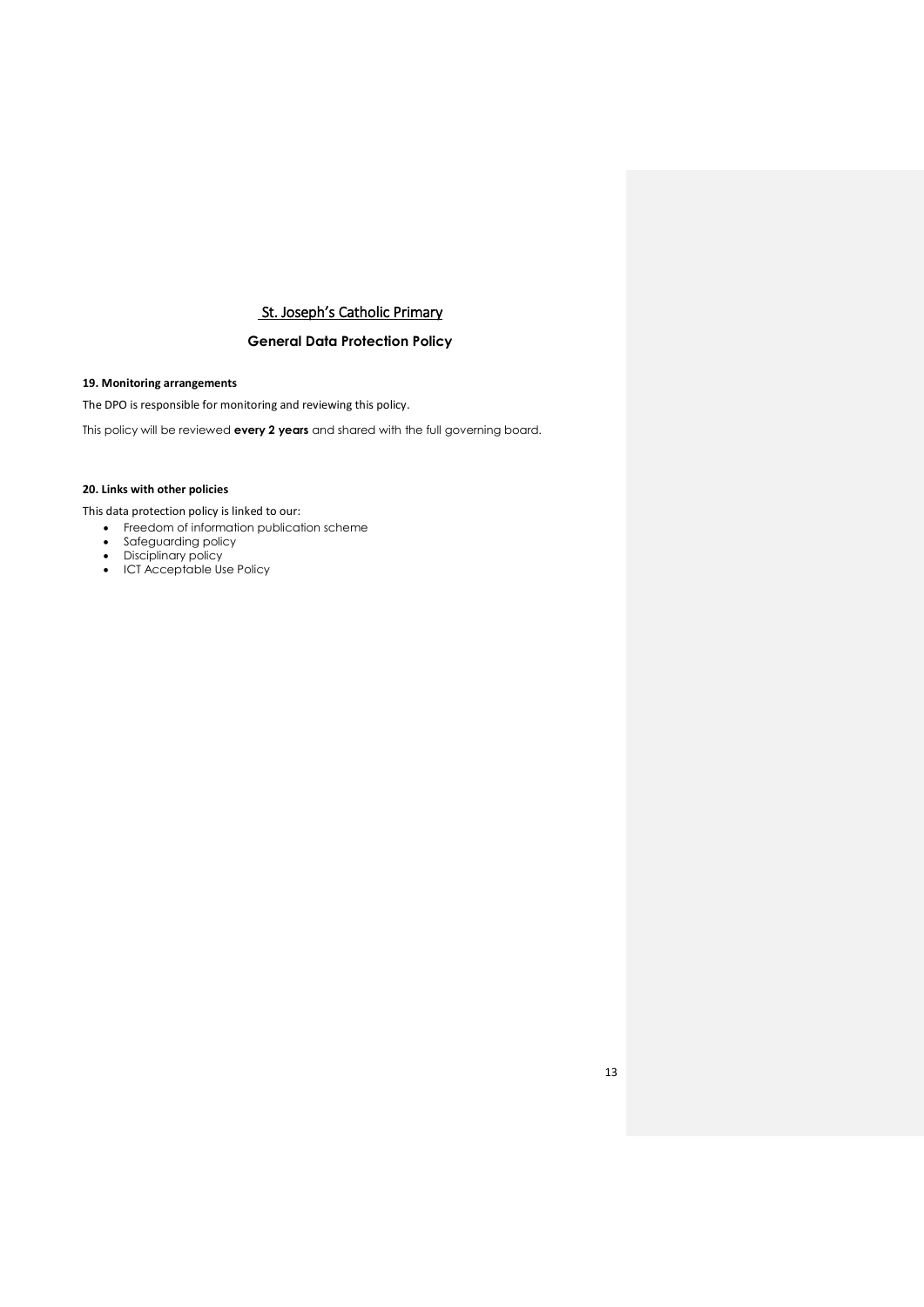St. Joseph's Catholic Primary

**General Data Protection Policy**

**19. Monitoring arrangements**

The DPO is responsible for monitoring and reviewing this policy.

This policy will be reviewed **every 2 years** and shared with the full governing board.

**20. Links with other policies**

This data protection policy is linked to our:

- Freedom of information publication scheme
- Safeguarding policy
- Disciplinary policy
- ICT Acceptable Use Policy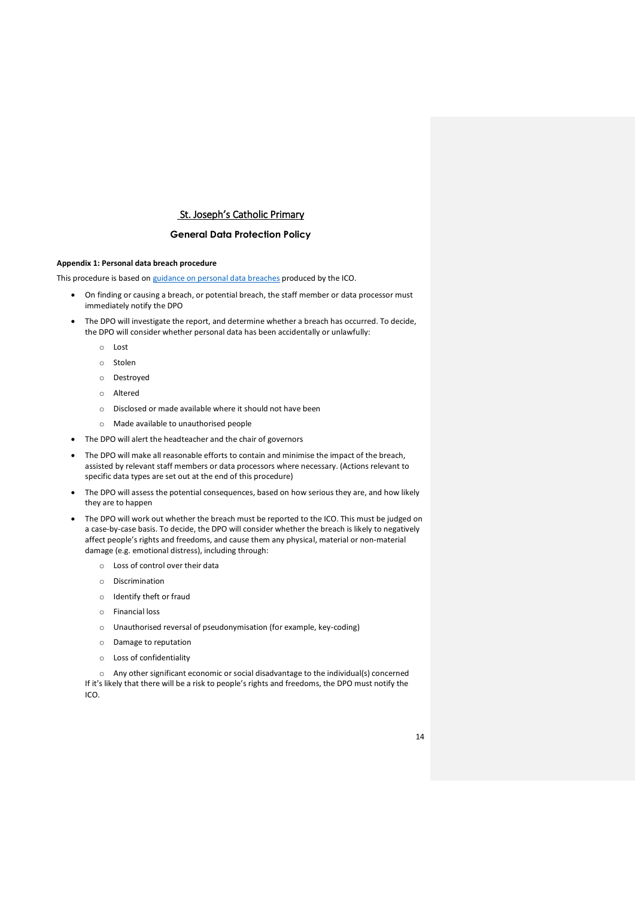## St. Joseph's Catholic Primary

## General Data Protection Policy

**Appendix 1: Personal data breach procedure**

This procedure is based on [guidance on personal data breaches] produced by the ICO.

- On finding or causing a breach, or potential breach, the staff member or data processor must immediately notify the DPO
- The DPO will investigate the report, and determine whether a breach has occurred. To decide, the DPO will consider whether personal data has been accidentally or unlawfully:
  - Lost
  - Stolen
  - Destroyed
  - Altered
  - Disclosed or made available where it should not have been
  - Made available to unauthorised people
- The DPO will alert the headteacher and the chair of governors
- The DPO will make all reasonable efforts to contain and minimise the impact of the breach, assisted by relevant staff members or data processors where necessary. (Actions relevant to specific data types are set out at the end of this procedure)
- The DPO will assess the potential consequences, based on how serious they are, and how likely they are to happen
- The DPO will work out whether the breach must be reported to the ICO. This must be judged on a case-by-case basis. To decide, the DPO will consider whether the breach is likely to negatively affect people's rights and freedoms, and cause them any physical, material or non-material damage (e.g. emotional distress), including through:
  - Loss of control over their data
  - Discrimination
  - Identify theft or fraud
  - Financial loss
  - Unauthorised reversal of pseudonymisation (for example, key-coding)
  - Damage to reputation
  - Loss of confidentiality
  - Any other significant economic or social disadvantage to the individual(s) concerned

  If it's likely that there will be a risk to people's rights and freedoms, the DPO must notify the ICO.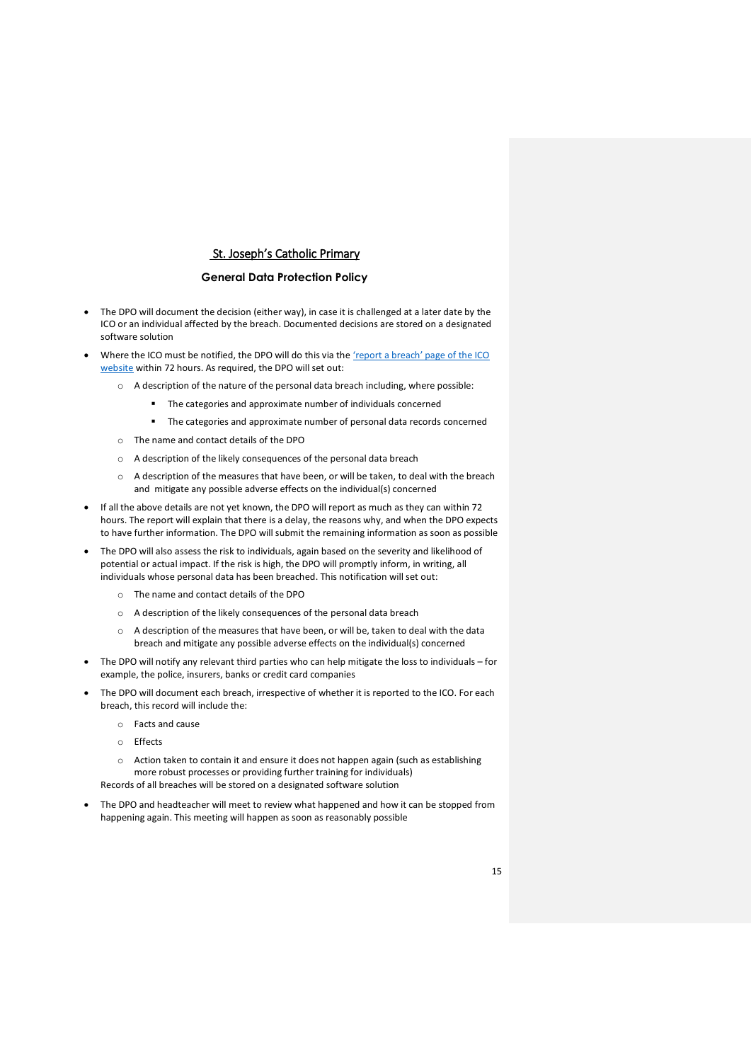St. Joseph's Catholic Primary

**General Data Protection Policy**

- The DPO will document the decision (either way), in case it is challenged at a later date by the ICO or an individual affected by the breach. Documented decisions are stored on a designated software solution
- Where the ICO must be notified, the DPO will do this via the ['report a breach' page of the ICO website]() within 72 hours. As required, the DPO will set out:
  - A description of the nature of the personal data breach including, where possible:
    - The categories and approximate number of individuals concerned
    - The categories and approximate number of personal data records concerned
  - The name and contact details of the DPO
  - A description of the likely consequences of the personal data breach
  - A description of the measures that have been, or will be taken, to deal with the breach and mitigate any possible adverse effects on the individual(s) concerned
- If all the above details are not yet known, the DPO will report as much as they can within 72 hours. The report will explain that there is a delay, the reasons why, and when the DPO expects to have further information. The DPO will submit the remaining information as soon as possible
- The DPO will also assess the risk to individuals, again based on the severity and likelihood of potential or actual impact. If the risk is high, the DPO will promptly inform, in writing, all individuals whose personal data has been breached. This notification will set out:
  - The name and contact details of the DPO
  - A description of the likely consequences of the personal data breach
  - A description of the measures that have been, or will be, taken to deal with the data breach and mitigate any possible adverse effects on the individual(s) concerned
- The DPO will notify any relevant third parties who can help mitigate the loss to individuals – for example, the police, insurers, banks or credit card companies
- The DPO will document each breach, irrespective of whether it is reported to the ICO. For each breach, this record will include the:
  - Facts and cause
  - Effects
  - Action taken to contain it and ensure it does not happen again (such as establishing more robust processes or providing further training for individuals)

  Records of all breaches will be stored on a designated software solution
- The DPO and headteacher will meet to review what happened and how it can be stopped from happening again. This meeting will happen as soon as reasonably possible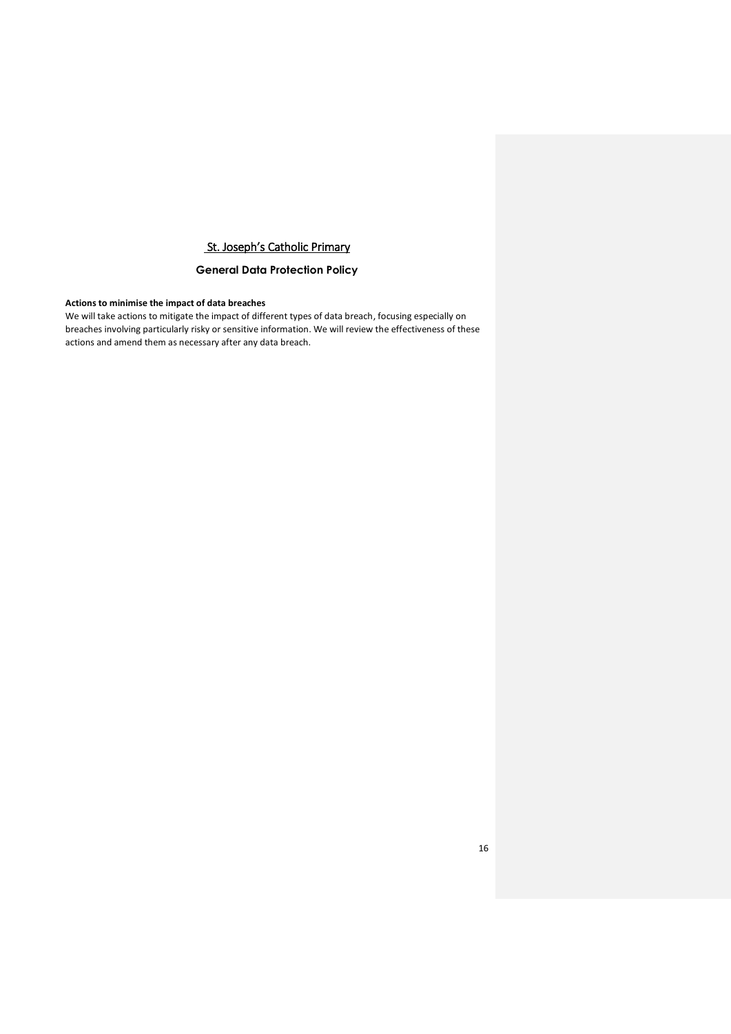St. Joseph's Catholic Primary

**General Data Protection Policy**

**Actions to minimise the impact of data breaches**

We will take actions to mitigate the impact of different types of data breach, focusing especially on breaches involving particularly risky or sensitive information. We will review the effectiveness of these actions and amend them as necessary after any data breach.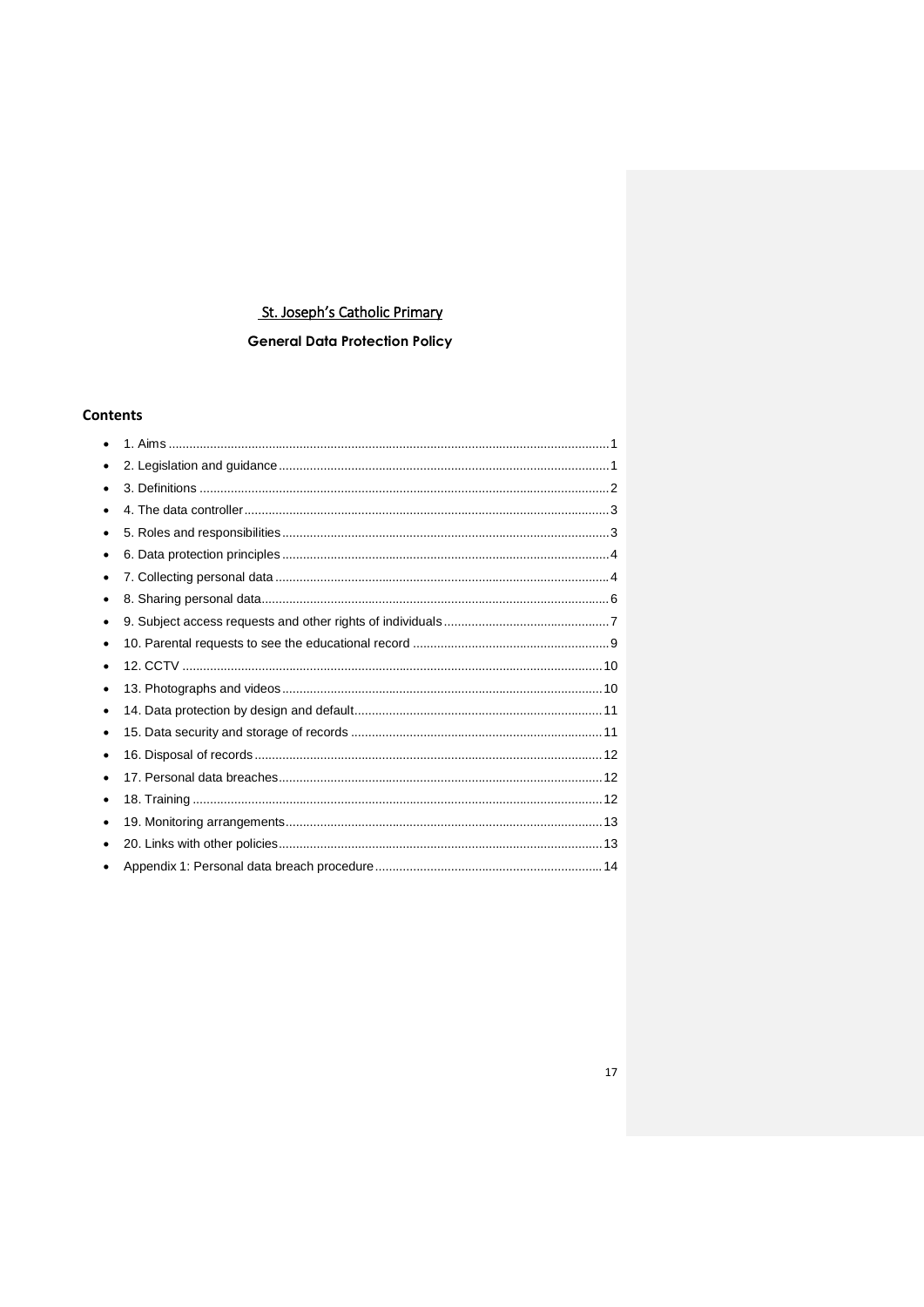St. Joseph's Catholic Primary

**General Data Protection Policy**

## Contents

- 1. Aims ........................................................................................................................1
- 2. Legislation and guidance ..........................................................................................1
- 3. Definitions ...............................................................................................................2
- 4. The data controller ...................................................................................................3
- 5. Roles and responsibilities ..........................................................................................3
- 6. Data protection principles ..........................................................................................4
- 7. Collecting personal data ...........................................................................................4
- 8. Sharing personal data ...............................................................................................6
- 9. Subject access requests and other rights of individuals ................................................7
- 10. Parental requests to see the educational record .........................................................9
- 12. CCTV ...................................................................................................................10
- 13. Photographs and videos .........................................................................................10
- 14. Data protection by design and default .....................................................................11
- 15. Data security and storage of records .......................................................................11
- 16. Disposal of records ................................................................................................12
- 17. Personal data breaches ...........................................................................................12
- 18. Training ...............................................................................................................12
- 19. Monitoring arrangements .......................................................................................13
- 20. Links with other policies ........................................................................................13
- Appendix 1: Personal data breach procedure ................................................................14